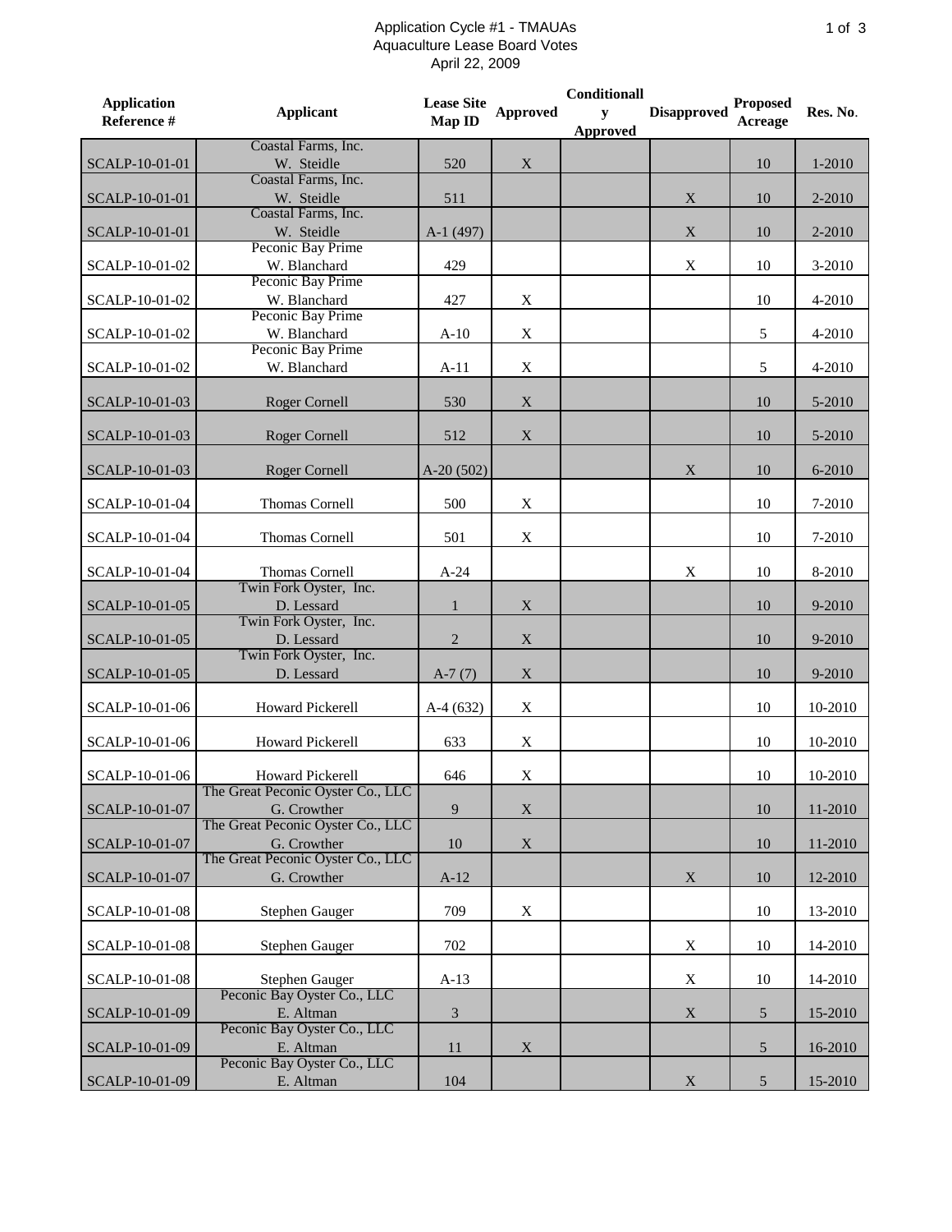# Application Cycle #1 - TMAUAs
## Aquaculture Lease Board Votes
### April 22, 2009

| Application Reference # | Applicant | Lease Site Map ID | Approved | Conditionally Approved | Disapproved | Proposed Acreage | Res. No. |
|---|---|---|---|---|---|---|---|
| SCALP-10-01-01 | Coastal Farms, Inc. W. Steidle | 520 | X | | | 10 | 1-2010 |
| SCALP-10-01-01 | Coastal Farms, Inc. W. Steidle | 511 | | | X | 10 | 2-2010 |
| SCALP-10-01-01 | Coastal Farms, Inc. W. Steidle | A-1 (497) | | | X | 10 | 2-2010 |
| SCALP-10-01-02 | Peconic Bay Prime W. Blanchard | 429 | | | X | 10 | 3-2010 |
| SCALP-10-01-02 | Peconic Bay Prime W. Blanchard | 427 | X | | | 10 | 4-2010 |
| SCALP-10-01-02 | Peconic Bay Prime W. Blanchard | A-10 | X | | | 5 | 4-2010 |
| SCALP-10-01-02 | Peconic Bay Prime W. Blanchard | A-11 | X | | | 5 | 4-2010 |
| SCALP-10-01-03 | Roger Cornell | 530 | X | | | 10 | 5-2010 |
| SCALP-10-01-03 | Roger Cornell | 512 | X | | | 10 | 5-2010 |
| SCALP-10-01-03 | Roger Cornell | A-20 (502) | | | X | 10 | 6-2010 |
| SCALP-10-01-04 | Thomas Cornell | 500 | X | | | 10 | 7-2010 |
| SCALP-10-01-04 | Thomas Cornell | 501 | X | | | 10 | 7-2010 |
| SCALP-10-01-04 | Thomas Cornell | A-24 | | | X | 10 | 8-2010 |
| SCALP-10-01-05 | Twin Fork Oyster, Inc. D. Lessard | 1 | X | | | 10 | 9-2010 |
| SCALP-10-01-05 | Twin Fork Oyster, Inc. D. Lessard | 2 | X | | | 10 | 9-2010 |
| SCALP-10-01-05 | Twin Fork Oyster, Inc. D. Lessard | A-7 (7) | X | | | 10 | 9-2010 |
| SCALP-10-01-06 | Howard Pickerell | A-4 (632) | X | | | 10 | 10-2010 |
| SCALP-10-01-06 | Howard Pickerell | 633 | X | | | 10 | 10-2010 |
| SCALP-10-01-06 | Howard Pickerell | 646 | X | | | 10 | 10-2010 |
| SCALP-10-01-07 | The Great Peconic Oyster Co., LLC G. Crowther | 9 | X | | | 10 | 11-2010 |
| SCALP-10-01-07 | The Great Peconic Oyster Co., LLC G. Crowther | 10 | X | | | 10 | 11-2010 |
| SCALP-10-01-07 | The Great Peconic Oyster Co., LLC G. Crowther | A-12 | | | X | 10 | 12-2010 |
| SCALP-10-01-08 | Stephen Gauger | 709 | X | | | 10 | 13-2010 |
| SCALP-10-01-08 | Stephen Gauger | 702 | | | X | 10 | 14-2010 |
| SCALP-10-01-08 | Stephen Gauger | A-13 | | | X | 10 | 14-2010 |
| SCALP-10-01-09 | Peconic Bay Oyster Co., LLC E. Altman | 3 | | | X | 5 | 15-2010 |
| SCALP-10-01-09 | Peconic Bay Oyster Co., LLC E. Altman | 11 | X | | | 5 | 16-2010 |
| SCALP-10-01-09 | Peconic Bay Oyster Co., LLC E. Altman | 104 | | | X | 5 | 15-2010 |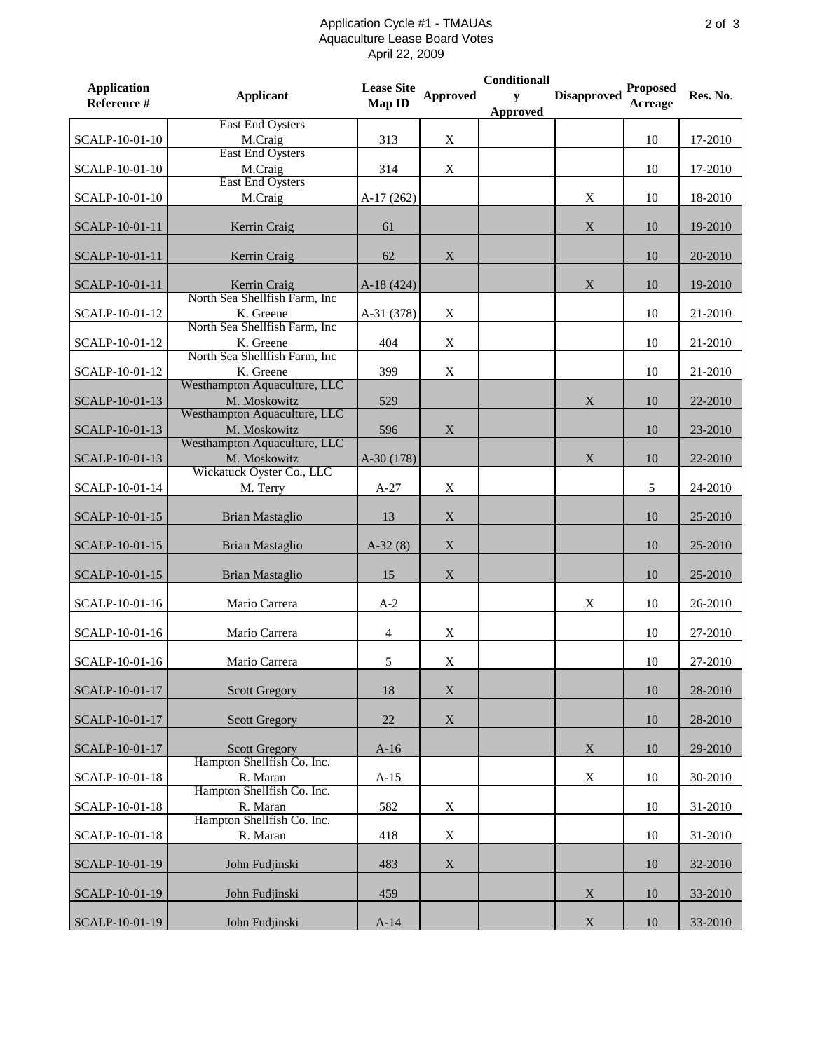Application Cycle #1 - TMAUAs
Aquaculture Lease Board Votes
April 22, 2009

| Application Reference # | Applicant | Lease Site Map ID | Approved | Conditionally Approved | Disapproved | Proposed Acreage | Res. No. |
|---|---|---|---|---|---|---|---|
| SCALP-10-01-10 | East End Oysters M.Craig | 313 | X | | | 10 | 17-2010 |
| SCALP-10-01-10 | East End Oysters M.Craig | 314 | X | | | 10 | 17-2010 |
| SCALP-10-01-10 | East End Oysters M.Craig | A-17 (262) | | | X | 10 | 18-2010 |
| SCALP-10-01-11 | Kerrin Craig | 61 | | | X | 10 | 19-2010 |
| SCALP-10-01-11 | Kerrin Craig | 62 | X | | | 10 | 20-2010 |
| SCALP-10-01-11 | Kerrin Craig | A-18 (424) | | | X | 10 | 19-2010 |
| SCALP-10-01-12 | North Sea Shellfish Farm, Inc K. Greene | A-31 (378) | X | | | 10 | 21-2010 |
| SCALP-10-01-12 | North Sea Shellfish Farm, Inc K. Greene | 404 | X | | | 10 | 21-2010 |
| SCALP-10-01-12 | North Sea Shellfish Farm, Inc K. Greene | 399 | X | | | 10 | 21-2010 |
| SCALP-10-01-13 | Westhampton Aquaculture, LLC M. Moskowitz | 529 | | | X | 10 | 22-2010 |
| SCALP-10-01-13 | Westhampton Aquaculture, LLC M. Moskowitz | 596 | X | | | 10 | 23-2010 |
| SCALP-10-01-13 | Westhampton Aquaculture, LLC M. Moskowitz | A-30 (178) | | | X | 10 | 22-2010 |
| SCALP-10-01-14 | Wickatuck Oyster Co., LLC M. Terry | A-27 | X | | | 5 | 24-2010 |
| SCALP-10-01-15 | Brian Mastaglio | 13 | X | | | 10 | 25-2010 |
| SCALP-10-01-15 | Brian Mastaglio | A-32 (8) | X | | | 10 | 25-2010 |
| SCALP-10-01-15 | Brian Mastaglio | 15 | X | | | 10 | 25-2010 |
| SCALP-10-01-16 | Mario Carrera | A-2 | | | X | 10 | 26-2010 |
| SCALP-10-01-16 | Mario Carrera | 4 | X | | | 10 | 27-2010 |
| SCALP-10-01-16 | Mario Carrera | 5 | X | | | 10 | 27-2010 |
| SCALP-10-01-17 | Scott Gregory | 18 | X | | | 10 | 28-2010 |
| SCALP-10-01-17 | Scott Gregory | 22 | X | | | 10 | 28-2010 |
| SCALP-10-01-17 | Scott Gregory | A-16 | | | X | 10 | 29-2010 |
| SCALP-10-01-18 | Hampton Shellfish Co. Inc. R. Maran | A-15 | | | X | 10 | 30-2010 |
| SCALP-10-01-18 | Hampton Shellfish Co. Inc. R. Maran | 582 | X | | | 10 | 31-2010 |
| SCALP-10-01-18 | Hampton Shellfish Co. Inc. R. Maran | 418 | X | | | 10 | 31-2010 |
| SCALP-10-01-19 | John Fudjinski | 483 | X | | | 10 | 32-2010 |
| SCALP-10-01-19 | John Fudjinski | 459 | | | X | 10 | 33-2010 |
| SCALP-10-01-19 | John Fudjinski | A-14 | | | X | 10 | 33-2010 |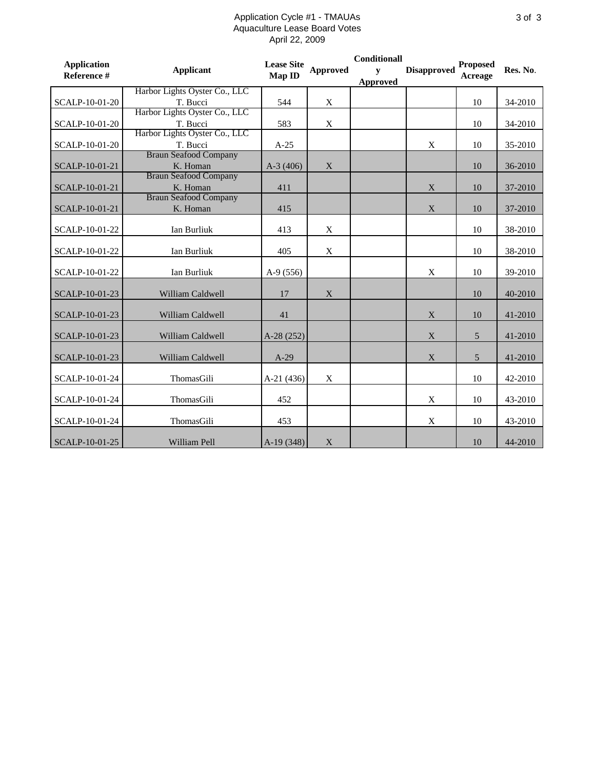Application Cycle #1 - TMAUAs
Aquaculture Lease Board Votes
April 22, 2009

| Application Reference # | Applicant | Lease Site Map ID | Approved | Conditionally Approved | Disapproved | Proposed Acreage | Res. No. |
|---|---|---|---|---|---|---|---|
| SCALP-10-01-20 | Harbor Lights Oyster Co., LLC T. Bucci | 544 | X | | | 10 | 34-2010 |
| SCALP-10-01-20 | Harbor Lights Oyster Co., LLC T. Bucci | 583 | X | | | 10 | 34-2010 |
| SCALP-10-01-20 | Harbor Lights Oyster Co., LLC T. Bucci | A-25 | | | X | 10 | 35-2010 |
| SCALP-10-01-21 | Braun Seafood Company K. Homan | A-3 (406) | X | | | 10 | 36-2010 |
| SCALP-10-01-21 | Braun Seafood Company K. Homan | 411 | | | X | 10 | 37-2010 |
| SCALP-10-01-21 | Braun Seafood Company K. Homan | 415 | | | X | 10 | 37-2010 |
| SCALP-10-01-22 | Ian Burliuk | 413 | X | | | 10 | 38-2010 |
| SCALP-10-01-22 | Ian Burliuk | 405 | X | | | 10 | 38-2010 |
| SCALP-10-01-22 | Ian Burliuk | A-9 (556) | | | X | 10 | 39-2010 |
| SCALP-10-01-23 | William Caldwell | 17 | X | | | 10 | 40-2010 |
| SCALP-10-01-23 | William Caldwell | 41 | | | X | 10 | 41-2010 |
| SCALP-10-01-23 | William Caldwell | A-28 (252) | | | X | 5 | 41-2010 |
| SCALP-10-01-23 | William Caldwell | A-29 | | | X | 5 | 41-2010 |
| SCALP-10-01-24 | ThomasGili | A-21 (436) | X | | | 10 | 42-2010 |
| SCALP-10-01-24 | ThomasGili | 452 | | | X | 10 | 43-2010 |
| SCALP-10-01-24 | ThomasGili | 453 | | | X | 10 | 43-2010 |
| SCALP-10-01-25 | William Pell | A-19 (348) | X | | | 10 | 44-2010 |